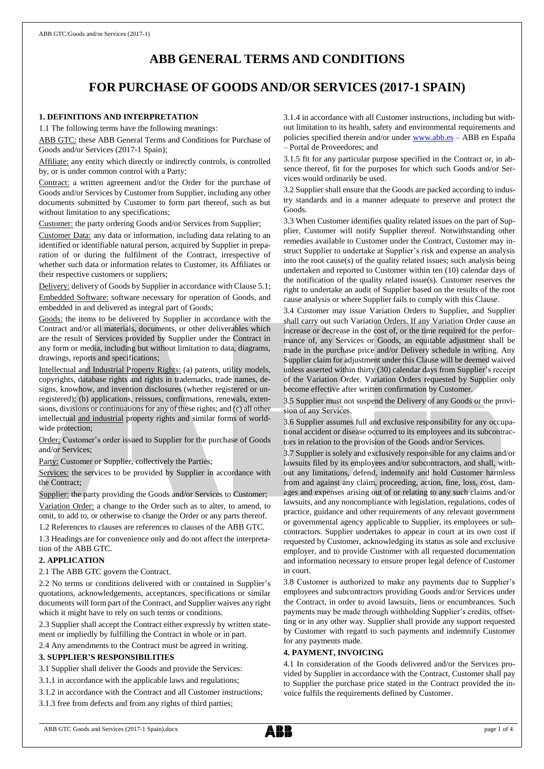# ABB GENERAL TERMS AND CONDITIONS

# FOR PURCHASE OF GOODS AND/OR SERVICES (2017-1 SPAIN)

## 1. DEFINITIONS AND INTERPRETATION

1.1 The following terms have the following meanings:

ABB GTC: these ABB General Terms and Conditions for Purchase of Goods and/or Services (2017-1 Spain);

Affiliate: any entity which directly or indirectly controls, is controlled by, or is under common control with a Party;

Contract: a written agreement and/or the Order for the purchase of Goods and/or Services by Customer from Supplier, including any other documents submitted by Customer to form part thereof, such as but without limitation to any specifications;

Customer: the party ordering Goods and/or Services from Supplier;

Customer Data: any data or information, including data relating to an identified or identifiable natural person, acquired by Supplier in preparation of or during the fulfilment of the Contract, irrespective of whether such data or information relates to Customer, its Affiliates or their respective customers or suppliers;

Delivery: delivery of Goods by Supplier in accordance with Clause 5.1;

Embedded Software: software necessary for operation of Goods, and embedded in and delivered as integral part of Goods;

Goods: the items to be delivered by Supplier in accordance with the Contract and/or all materials, documents, or other deliverables which are the result of Services provided by Supplier under the Contract in any form or media, including but without limitation to data, diagrams, drawings, reports and specifications;

Intellectual and Industrial Property Rights: (a) patents, utility models, copyrights, database rights and rights in trademarks, trade names, designs, knowhow, and invention disclosures (whether registered or unregistered); (b) applications, reissues, confirmations, renewals, extensions, divisions or continuations for any of these rights; and (c) all other intellectual and industrial property rights and similar forms of worldwide protection;

Order: Customer's order issued to Supplier for the purchase of Goods and/or Services;

Party: Customer or Supplier, collectively the Parties;

Services: the services to be provided by Supplier in accordance with the Contract;

Supplier: the party providing the Goods and/or Services to Customer;

Variation Order: a change to the Order such as to alter, to amend, to omit, to add to, or otherwise to change the Order or any parts thereof.

1.2 References to clauses are references to clauses of the ABB GTC.

1.3 Headings are for convenience only and do not affect the interpretation of the ABB GTC.

## 2. APPLICATION

2.1 The ABB GTC govern the Contract.

2.2 No terms or conditions delivered with or contained in Supplier's quotations, acknowledgements, acceptances, specifications or similar documents will form part of the Contract, and Supplier waives any right which it might have to rely on such terms or conditions.

2.3 Supplier shall accept the Contract either expressly by written statement or impliedly by fulfilling the Contract in whole or in part.

2.4 Any amendments to the Contract must be agreed in writing.

## 3. SUPPLIER'S RESPONSIBILITIES

3.1 Supplier shall deliver the Goods and provide the Services:

3.1.1 in accordance with the applicable laws and regulations;

3.1.2 in accordance with the Contract and all Customer instructions;

3.1.3 free from defects and from any rights of third parties;

3.1.4 in accordance with all Customer instructions, including but without limitation to its health, safety and environmental requirements and policies specified therein and/or under www.abb.es – ABB en España – Portal de Proveedores; and

3.1.5 fit for any particular purpose specified in the Contract or, in absence thereof, fit for the purposes for which such Goods and/or Services would ordinarily be used.

3.2 Supplier shall ensure that the Goods are packed according to industry standards and in a manner adequate to preserve and protect the Goods.

3.3 When Customer identifies quality related issues on the part of Supplier, Customer will notify Supplier thereof. Notwithstanding other remedies available to Customer under the Contract, Customer may instruct Supplier to undertake at Supplier's risk and expense an analysis into the root cause(s) of the quality related issues; such analysis being undertaken and reported to Customer within ten (10) calendar days of the notification of the quality related issue(s). Customer reserves the right to undertake an audit of Supplier based on the results of the root cause analysis or where Supplier fails to comply with this Clause.

3.4 Customer may issue Variation Orders to Supplier, and Supplier shall carry out such Variation Orders. If any Variation Order cause an increase or decrease in the cost of, or the time required for the performance of, any Services or Goods, an equitable adjustment shall be made in the purchase price and/or Delivery schedule in writing. Any Supplier claim for adjustment under this Clause will be deemed waived unless asserted within thirty (30) calendar days from Supplier's receipt of the Variation Order. Variation Orders requested by Supplier only become effective after written confirmation by Customer.

3.5 Supplier must not suspend the Delivery of any Goods or the provision of any Services.

3.6 Supplier assumes full and exclusive responsibility for any occupational accident or disease occurred to its employees and its subcontractors in relation to the provision of the Goods and/or Services.

3.7 Supplier is solely and exclusively responsible for any claims and/or lawsuits filed by its employees and/or subcontractors, and shall, without any limitations, defend, indemnify and hold Customer harmless from and against any claim, proceeding, action, fine, loss, cost, damages and expenses arising out of or relating to any such claims and/or lawsuits, and any noncompliance with legislation, regulations, codes of practice, guidance and other requirements of any relevant government or governmental agency applicable to Supplier, its employees or subcontractors. Supplier undertakes to appear in court at its own cost if requested by Customer, acknowledging its status as sole and exclusive employer, and to provide Customer with all requested documentation and information necessary to ensure proper legal defence of Customer in court.

3.8 Customer is authorized to make any payments due to Supplier's employees and subcontractors providing Goods and/or Services under the Contract, in order to avoid lawsuits, liens or encumbrances. Such payments may be made through withholding Supplier's credits, offsetting or in any other way. Supplier shall provide any support requested by Customer with regard to such payments and indemnify Customer for any payments made.

## 4. PAYMENT, INVOICING

4.1 In consideration of the Goods delivered and/or the Services provided by Supplier in accordance with the Contract, Customer shall pay to Supplier the purchase price stated in the Contract provided the invoice fulfils the requirements defined by Customer.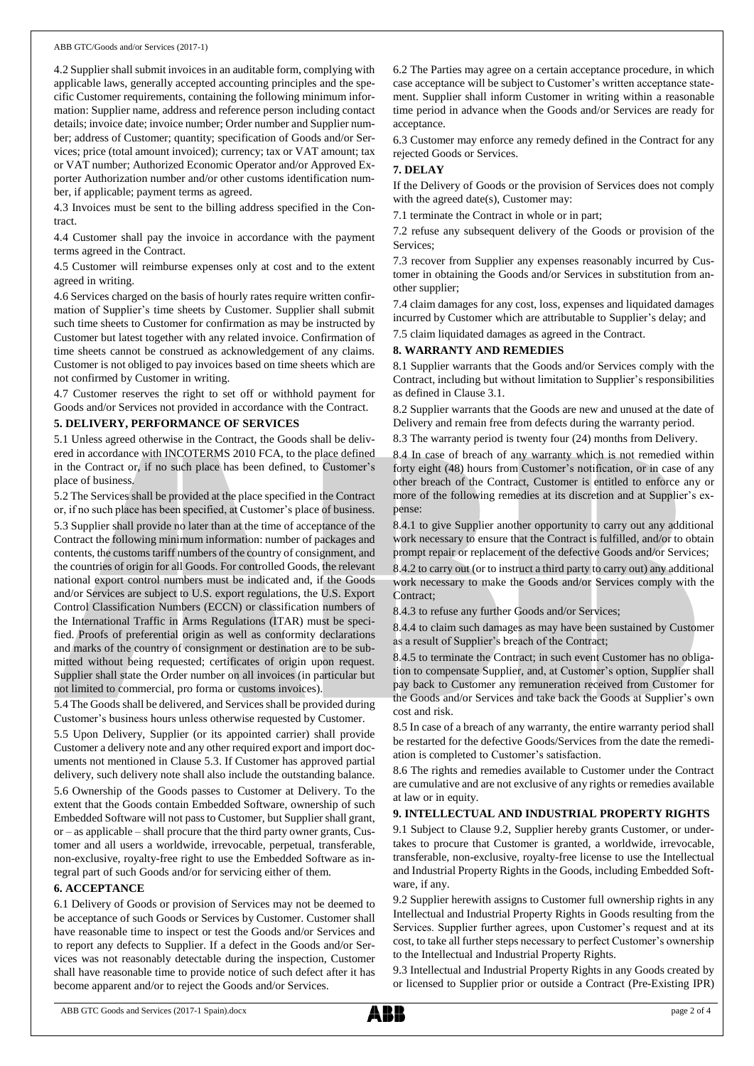4.2 Supplier shall submit invoices in an auditable form, complying with applicable laws, generally accepted accounting principles and the specific Customer requirements, containing the following minimum information: Supplier name, address and reference person including contact details; invoice date; invoice number; Order number and Supplier number; address of Customer; quantity; specification of Goods and/or Services; price (total amount invoiced); currency; tax or VAT amount; tax or VAT number; Authorized Economic Operator and/or Approved Exporter Authorization number and/or other customs identification number, if applicable; payment terms as agreed.

4.3 Invoices must be sent to the billing address specified in the Contract.

4.4 Customer shall pay the invoice in accordance with the payment terms agreed in the Contract.

4.5 Customer will reimburse expenses only at cost and to the extent agreed in writing.

4.6 Services charged on the basis of hourly rates require written confirmation of Supplier's time sheets by Customer. Supplier shall submit such time sheets to Customer for confirmation as may be instructed by Customer but latest together with any related invoice. Confirmation of time sheets cannot be construed as acknowledgement of any claims. Customer is not obliged to pay invoices based on time sheets which are not confirmed by Customer in writing.

4.7 Customer reserves the right to set off or withhold payment for Goods and/or Services not provided in accordance with the Contract.

**5. DELIVERY, PERFORMANCE OF SERVICES**

5.1 Unless agreed otherwise in the Contract, the Goods shall be delivered in accordance with INCOTERMS 2010 FCA, to the place defined in the Contract or, if no such place has been defined, to Customer's place of business.

5.2 The Services shall be provided at the place specified in the Contract or, if no such place has been specified, at Customer's place of business.

5.3 Supplier shall provide no later than at the time of acceptance of the Contract the following minimum information: number of packages and contents, the customs tariff numbers of the country of consignment, and the countries of origin for all Goods. For controlled Goods, the relevant national export control numbers must be indicated and, if the Goods and/or Services are subject to U.S. export regulations, the U.S. Export Control Classification Numbers (ECCN) or classification numbers of the International Traffic in Arms Regulations (ITAR) must be specified. Proofs of preferential origin as well as conformity declarations and marks of the country of consignment or destination are to be submitted without being requested; certificates of origin upon request. Supplier shall state the Order number on all invoices (in particular but not limited to commercial, pro forma or customs invoices).

5.4 The Goods shall be delivered, and Services shall be provided during Customer's business hours unless otherwise requested by Customer.

5.5 Upon Delivery, Supplier (or its appointed carrier) shall provide Customer a delivery note and any other required export and import documents not mentioned in Clause 5.3. If Customer has approved partial delivery, such delivery note shall also include the outstanding balance.

5.6 Ownership of the Goods passes to Customer at Delivery. To the extent that the Goods contain Embedded Software, ownership of such Embedded Software will not pass to Customer, but Supplier shall grant, or – as applicable – shall procure that the third party owner grants, Customer and all users a worldwide, irrevocable, perpetual, transferable, non-exclusive, royalty-free right to use the Embedded Software as integral part of such Goods and/or for servicing either of them.

**6. ACCEPTANCE**

6.1 Delivery of Goods or provision of Services may not be deemed to be acceptance of such Goods or Services by Customer. Customer shall have reasonable time to inspect or test the Goods and/or Services and to report any defects to Supplier. If a defect in the Goods and/or Services was not reasonably detectable during the inspection, Customer shall have reasonable time to provide notice of such defect after it has become apparent and/or to reject the Goods and/or Services.

6.2 The Parties may agree on a certain acceptance procedure, in which case acceptance will be subject to Customer's written acceptance statement. Supplier shall inform Customer in writing within a reasonable time period in advance when the Goods and/or Services are ready for acceptance.

6.3 Customer may enforce any remedy defined in the Contract for any rejected Goods or Services.

**7. DELAY**

If the Delivery of Goods or the provision of Services does not comply with the agreed date(s), Customer may:

7.1 terminate the Contract in whole or in part;

7.2 refuse any subsequent delivery of the Goods or provision of the Services;

7.3 recover from Supplier any expenses reasonably incurred by Customer in obtaining the Goods and/or Services in substitution from another supplier;

7.4 claim damages for any cost, loss, expenses and liquidated damages incurred by Customer which are attributable to Supplier's delay; and

7.5 claim liquidated damages as agreed in the Contract.

**8. WARRANTY AND REMEDIES**

8.1 Supplier warrants that the Goods and/or Services comply with the Contract, including but without limitation to Supplier's responsibilities as defined in Clause 3.1.

8.2 Supplier warrants that the Goods are new and unused at the date of Delivery and remain free from defects during the warranty period.

8.3 The warranty period is twenty four (24) months from Delivery.

8.4 In case of breach of any warranty which is not remedied within forty eight (48) hours from Customer's notification, or in case of any other breach of the Contract, Customer is entitled to enforce any or more of the following remedies at its discretion and at Supplier's expense:

8.4.1 to give Supplier another opportunity to carry out any additional work necessary to ensure that the Contract is fulfilled, and/or to obtain prompt repair or replacement of the defective Goods and/or Services;

8.4.2 to carry out (or to instruct a third party to carry out) any additional work necessary to make the Goods and/or Services comply with the Contract;

8.4.3 to refuse any further Goods and/or Services;

8.4.4 to claim such damages as may have been sustained by Customer as a result of Supplier's breach of the Contract;

8.4.5 to terminate the Contract; in such event Customer has no obligation to compensate Supplier, and, at Customer's option, Supplier shall pay back to Customer any remuneration received from Customer for the Goods and/or Services and take back the Goods at Supplier's own cost and risk.

8.5 In case of a breach of any warranty, the entire warranty period shall be restarted for the defective Goods/Services from the date the remediation is completed to Customer's satisfaction.

8.6 The rights and remedies available to Customer under the Contract are cumulative and are not exclusive of any rights or remedies available at law or in equity.

**9. INTELLECTUAL AND INDUSTRIAL PROPERTY RIGHTS**

9.1 Subject to Clause 9.2, Supplier hereby grants Customer, or undertakes to procure that Customer is granted, a worldwide, irrevocable, transferable, non-exclusive, royalty-free license to use the Intellectual and Industrial Property Rights in the Goods, including Embedded Software, if any.

9.2 Supplier herewith assigns to Customer full ownership rights in any Intellectual and Industrial Property Rights in Goods resulting from the Services. Supplier further agrees, upon Customer's request and at its cost, to take all further steps necessary to perfect Customer's ownership to the Intellectual and Industrial Property Rights.

9.3 Intellectual and Industrial Property Rights in any Goods created by or licensed to Supplier prior or outside a Contract (Pre-Existing IPR)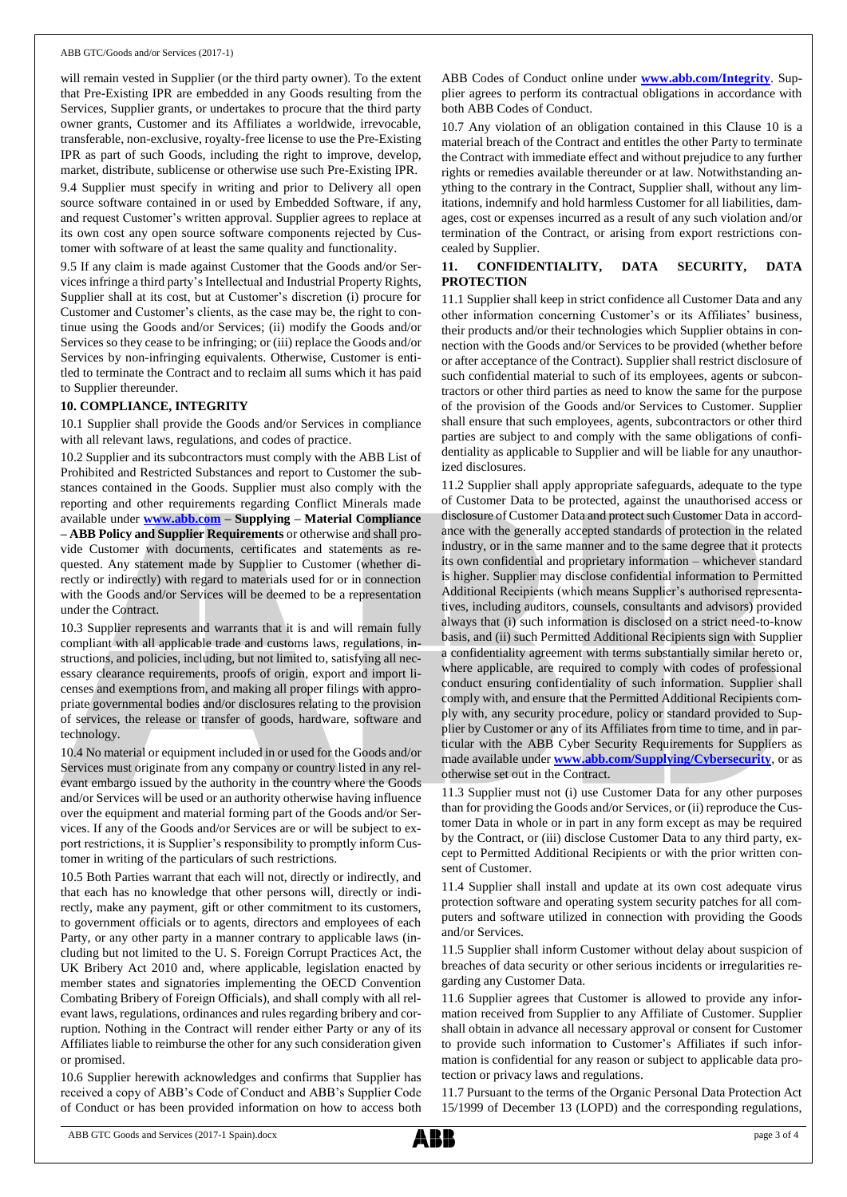will remain vested in Supplier (or the third party owner). To the extent that Pre-Existing IPR are embedded in any Goods resulting from the Services, Supplier grants, or undertakes to procure that the third party owner grants, Customer and its Affiliates a worldwide, irrevocable, transferable, non-exclusive, royalty-free license to use the Pre-Existing IPR as part of such Goods, including the right to improve, develop, market, distribute, sublicense or otherwise use such Pre-Existing IPR.

9.4 Supplier must specify in writing and prior to Delivery all open source software contained in or used by Embedded Software, if any, and request Customer's written approval. Supplier agrees to replace at its own cost any open source software components rejected by Customer with software of at least the same quality and functionality.

9.5 If any claim is made against Customer that the Goods and/or Services infringe a third party's Intellectual and Industrial Property Rights, Supplier shall at its cost, but at Customer's discretion (i) procure for Customer and Customer's clients, as the case may be, the right to continue using the Goods and/or Services; (ii) modify the Goods and/or Services so they cease to be infringing; or (iii) replace the Goods and/or Services by non-infringing equivalents. Otherwise, Customer is entitled to terminate the Contract and to reclaim all sums which it has paid to Supplier thereunder.

## 10. COMPLIANCE, INTEGRITY

10.1 Supplier shall provide the Goods and/or Services in compliance with all relevant laws, regulations, and codes of practice.

10.2 Supplier and its subcontractors must comply with the ABB List of Prohibited and Restricted Substances and report to Customer the substances contained in the Goods. Supplier must also comply with the reporting and other requirements regarding Conflict Minerals made available under **www.abb.com – Supplying – Material Compliance – ABB Policy and Supplier Requirements** or otherwise and shall provide Customer with documents, certificates and statements as requested. Any statement made by Supplier to Customer (whether directly or indirectly) with regard to materials used for or in connection with the Goods and/or Services will be deemed to be a representation under the Contract.

10.3 Supplier represents and warrants that it is and will remain fully compliant with all applicable trade and customs laws, regulations, instructions, and policies, including, but not limited to, satisfying all necessary clearance requirements, proofs of origin, export and import licenses and exemptions from, and making all proper filings with appropriate governmental bodies and/or disclosures relating to the provision of services, the release or transfer of goods, hardware, software and technology.

10.4 No material or equipment included in or used for the Goods and/or Services must originate from any company or country listed in any relevant embargo issued by the authority in the country where the Goods and/or Services will be used or an authority otherwise having influence over the equipment and material forming part of the Goods and/or Services. If any of the Goods and/or Services are or will be subject to export restrictions, it is Supplier's responsibility to promptly inform Customer in writing of the particulars of such restrictions.

10.5 Both Parties warrant that each will not, directly or indirectly, and that each has no knowledge that other persons will, directly or indirectly, make any payment, gift or other commitment to its customers, to government officials or to agents, directors and employees of each Party, or any other party in a manner contrary to applicable laws (including but not limited to the U. S. Foreign Corrupt Practices Act, the UK Bribery Act 2010 and, where applicable, legislation enacted by member states and signatories implementing the OECD Convention Combating Bribery of Foreign Officials), and shall comply with all relevant laws, regulations, ordinances and rules regarding bribery and corruption. Nothing in the Contract will render either Party or any of its Affiliates liable to reimburse the other for any such consideration given or promised.

10.6 Supplier herewith acknowledges and confirms that Supplier has received a copy of ABB's Code of Conduct and ABB's Supplier Code of Conduct or has been provided information on how to access both ABB Codes of Conduct online under **www.abb.com/Integrity**. Supplier agrees to perform its contractual obligations in accordance with both ABB Codes of Conduct.

10.7 Any violation of an obligation contained in this Clause 10 is a material breach of the Contract and entitles the other Party to terminate the Contract with immediate effect and without prejudice to any further rights or remedies available thereunder or at law. Notwithstanding anything to the contrary in the Contract, Supplier shall, without any limitations, indemnify and hold harmless Customer for all liabilities, damages, cost or expenses incurred as a result of any such violation and/or termination of the Contract, or arising from export restrictions concealed by Supplier.

## 11. CONFIDENTIALITY, DATA SECURITY, DATA PROTECTION

11.1 Supplier shall keep in strict confidence all Customer Data and any other information concerning Customer's or its Affiliates' business, their products and/or their technologies which Supplier obtains in connection with the Goods and/or Services to be provided (whether before or after acceptance of the Contract). Supplier shall restrict disclosure of such confidential material to such of its employees, agents or subcontractors or other third parties as need to know the same for the purpose of the provision of the Goods and/or Services to Customer. Supplier shall ensure that such employees, agents, subcontractors or other third parties are subject to and comply with the same obligations of confidentiality as applicable to Supplier and will be liable for any unauthorized disclosures.

11.2 Supplier shall apply appropriate safeguards, adequate to the type of Customer Data to be protected, against the unauthorised access or disclosure of Customer Data and protect such Customer Data in accordance with the generally accepted standards of protection in the related industry, or in the same manner and to the same degree that it protects its own confidential and proprietary information – whichever standard is higher. Supplier may disclose confidential information to Permitted Additional Recipients (which means Supplier's authorised representatives, including auditors, counsels, consultants and advisors) provided always that (i) such information is disclosed on a strict need-to-know basis, and (ii) such Permitted Additional Recipients sign with Supplier a confidentiality agreement with terms substantially similar hereto or, where applicable, are required to comply with codes of professional conduct ensuring confidentiality of such information. Supplier shall comply with, and ensure that the Permitted Additional Recipients comply with, any security procedure, policy or standard provided to Supplier by Customer or any of its Affiliates from time to time, and in particular with the ABB Cyber Security Requirements for Suppliers as made available under **www.abb.com/Supplying/Cybersecurity**, or as otherwise set out in the Contract.

11.3 Supplier must not (i) use Customer Data for any other purposes than for providing the Goods and/or Services, or (ii) reproduce the Customer Data in whole or in part in any form except as may be required by the Contract, or (iii) disclose Customer Data to any third party, except to Permitted Additional Recipients or with the prior written consent of Customer.

11.4 Supplier shall install and update at its own cost adequate virus protection software and operating system security patches for all computers and software utilized in connection with providing the Goods and/or Services.

11.5 Supplier shall inform Customer without delay about suspicion of breaches of data security or other serious incidents or irregularities regarding any Customer Data.

11.6 Supplier agrees that Customer is allowed to provide any information received from Supplier to any Affiliate of Customer. Supplier shall obtain in advance all necessary approval or consent for Customer to provide such information to Customer's Affiliates if such information is confidential for any reason or subject to applicable data protection or privacy laws and regulations.

11.7 Pursuant to the terms of the Organic Personal Data Protection Act 15/1999 of December 13 (LOPD) and the corresponding regulations,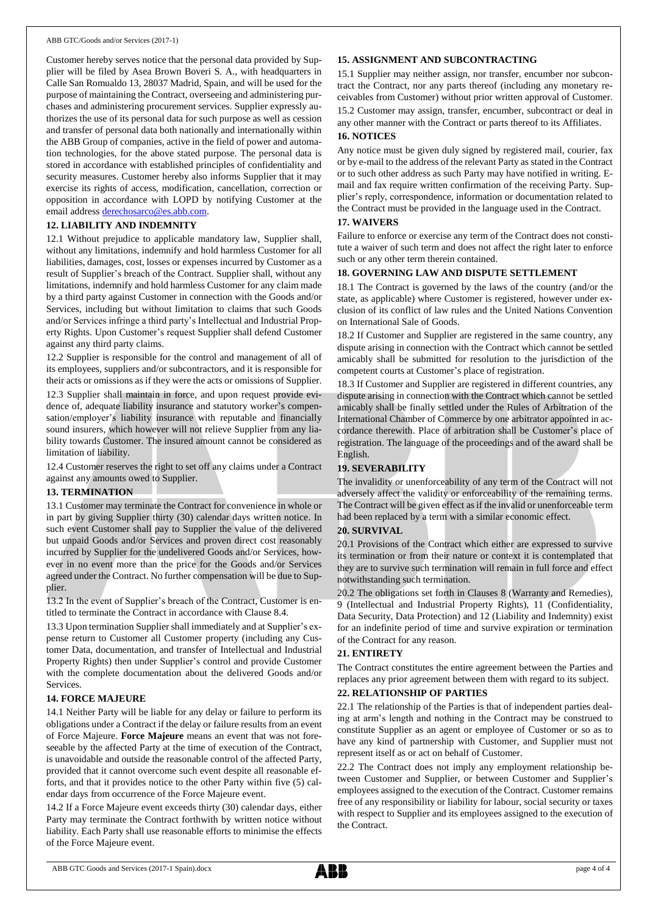Customer hereby serves notice that the personal data provided by Supplier will be filed by Asea Brown Boveri S. A., with headquarters in Calle San Romualdo 13, 28037 Madrid, Spain, and will be used for the purpose of maintaining the Contract, overseeing and administering purchases and administering procurement services. Supplier expressly authorizes the use of its personal data for such purpose as well as cession and transfer of personal data both nationally and internationally within the ABB Group of companies, active in the field of power and automation technologies, for the above stated purpose. The personal data is stored in accordance with established principles of confidentiality and security measures. Customer hereby also informs Supplier that it may exercise its rights of access, modification, cancellation, correction or opposition in accordance with LOPD by notifying Customer at the email address derechosarco@es.abb.com.

## 12. LIABILITY AND INDEMNITY

12.1 Without prejudice to applicable mandatory law, Supplier shall, without any limitations, indemnify and hold harmless Customer for all liabilities, damages, cost, losses or expenses incurred by Customer as a result of Supplier's breach of the Contract. Supplier shall, without any limitations, indemnify and hold harmless Customer for any claim made by a third party against Customer in connection with the Goods and/or Services, including but without limitation to claims that such Goods and/or Services infringe a third party's Intellectual and Industrial Property Rights. Upon Customer's request Supplier shall defend Customer against any third party claims.

12.2 Supplier is responsible for the control and management of all of its employees, suppliers and/or subcontractors, and it is responsible for their acts or omissions as if they were the acts or omissions of Supplier.

12.3 Supplier shall maintain in force, and upon request provide evidence of, adequate liability insurance and statutory worker's compensation/employer's liability insurance with reputable and financially sound insurers, which however will not relieve Supplier from any liability towards Customer. The insured amount cannot be considered as limitation of liability.

12.4 Customer reserves the right to set off any claims under a Contract against any amounts owed to Supplier.

## 13. TERMINATION

13.1 Customer may terminate the Contract for convenience in whole or in part by giving Supplier thirty (30) calendar days written notice. In such event Customer shall pay to Supplier the value of the delivered but unpaid Goods and/or Services and proven direct cost reasonably incurred by Supplier for the undelivered Goods and/or Services, however in no event more than the price for the Goods and/or Services agreed under the Contract. No further compensation will be due to Supplier.

13.2 In the event of Supplier's breach of the Contract, Customer is entitled to terminate the Contract in accordance with Clause 8.4.

13.3 Upon termination Supplier shall immediately and at Supplier's expense return to Customer all Customer property (including any Customer Data, documentation, and transfer of Intellectual and Industrial Property Rights) then under Supplier's control and provide Customer with the complete documentation about the delivered Goods and/or Services.

## 14. FORCE MAJEURE

14.1 Neither Party will be liable for any delay or failure to perform its obligations under a Contract if the delay or failure results from an event of Force Majeure. **Force Majeure** means an event that was not foreseeable by the affected Party at the time of execution of the Contract, is unavoidable and outside the reasonable control of the affected Party, provided that it cannot overcome such event despite all reasonable efforts, and that it provides notice to the other Party within five (5) calendar days from occurrence of the Force Majeure event.

14.2 If a Force Majeure event exceeds thirty (30) calendar days, either Party may terminate the Contract forthwith by written notice without liability. Each Party shall use reasonable efforts to minimise the effects of the Force Majeure event.

## 15. ASSIGNMENT AND SUBCONTRACTING

15.1 Supplier may neither assign, nor transfer, encumber nor subcontract the Contract, nor any parts thereof (including any monetary receivables from Customer) without prior written approval of Customer.

15.2 Customer may assign, transfer, encumber, subcontract or deal in any other manner with the Contract or parts thereof to its Affiliates.

## 16. NOTICES

Any notice must be given duly signed by registered mail, courier, fax or by e-mail to the address of the relevant Party as stated in the Contract or to such other address as such Party may have notified in writing. E-mail and fax require written confirmation of the receiving Party. Supplier's reply, correspondence, information or documentation related to the Contract must be provided in the language used in the Contract.

## 17. WAIVERS

Failure to enforce or exercise any term of the Contract does not constitute a waiver of such term and does not affect the right later to enforce such or any other term therein contained.

## 18. GOVERNING LAW AND DISPUTE SETTLEMENT

18.1 The Contract is governed by the laws of the country (and/or the state, as applicable) where Customer is registered, however under exclusion of its conflict of law rules and the United Nations Convention on International Sale of Goods.

18.2 If Customer and Supplier are registered in the same country, any dispute arising in connection with the Contract which cannot be settled amicably shall be submitted for resolution to the jurisdiction of the competent courts at Customer's place of registration.

18.3 If Customer and Supplier are registered in different countries, any dispute arising in connection with the Contract which cannot be settled amicably shall be finally settled under the Rules of Arbitration of the International Chamber of Commerce by one arbitrator appointed in accordance therewith. Place of arbitration shall be Customer's place of registration. The language of the proceedings and of the award shall be English.

## 19. SEVERABILITY

The invalidity or unenforceability of any term of the Contract will not adversely affect the validity or enforceability of the remaining terms. The Contract will be given effect as if the invalid or unenforceable term had been replaced by a term with a similar economic effect.

## 20. SURVIVAL

20.1 Provisions of the Contract which either are expressed to survive its termination or from their nature or context it is contemplated that they are to survive such termination will remain in full force and effect notwithstanding such termination.

20.2 The obligations set forth in Clauses 8 (Warranty and Remedies), 9 (Intellectual and Industrial Property Rights), 11 (Confidentiality, Data Security, Data Protection) and 12 (Liability and Indemnity) exist for an indefinite period of time and survive expiration or termination of the Contract for any reason.

## 21. ENTIRETY

The Contract constitutes the entire agreement between the Parties and replaces any prior agreement between them with regard to its subject.

## 22. RELATIONSHIP OF PARTIES

22.1 The relationship of the Parties is that of independent parties dealing at arm's length and nothing in the Contract may be construed to constitute Supplier as an agent or employee of Customer or so as to have any kind of partnership with Customer, and Supplier must not represent itself as or act on behalf of Customer.

22.2 The Contract does not imply any employment relationship between Customer and Supplier, or between Customer and Supplier's employees assigned to the execution of the Contract. Customer remains free of any responsibility or liability for labour, social security or taxes with respect to Supplier and its employees assigned to the execution of the Contract.